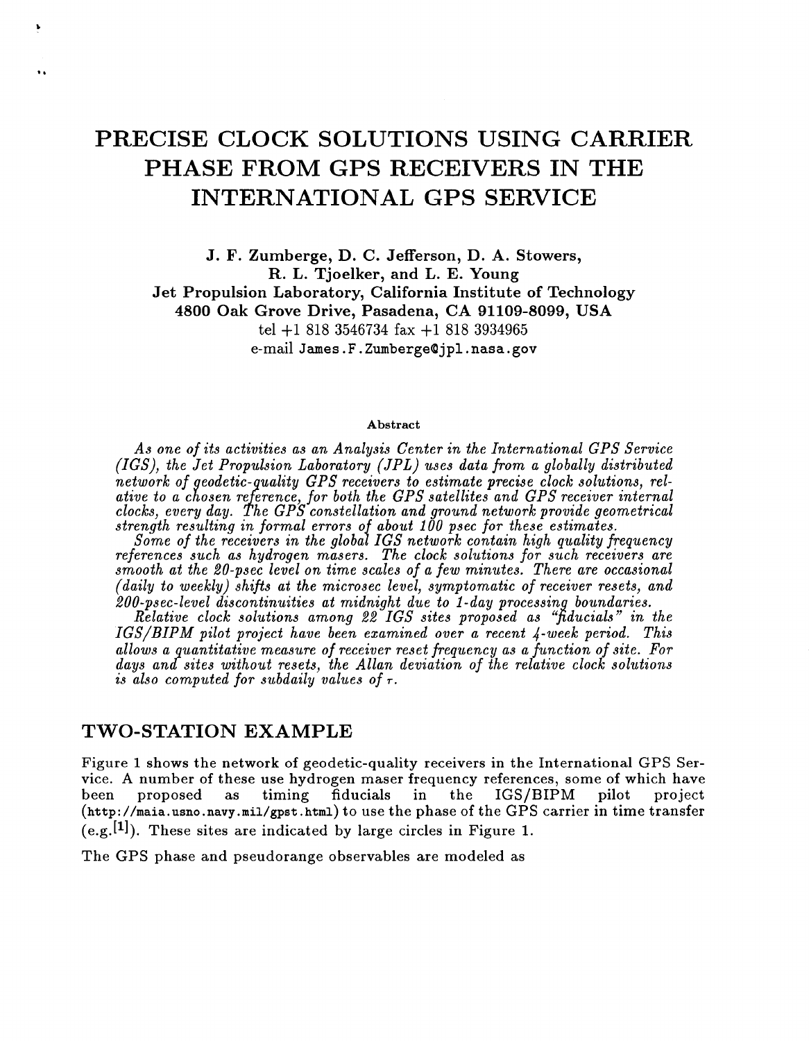# PRECISE CLOCK SOLUTIONS USING CARRIER PHASE FROM GPS RECEIVERS IN THE INTERNATIONAL GPS SERVICE

**J. F. Zumberge, D. C. Jefferson, D. A. Stowers, R. L. Tjoelker, and L. E. Young**
**Jet Propulsion Laboratory, California Institute of Technology**
**4800 Oak Grove Drive, Pasadena, CA 91109-8099, USA**
tel +1 818 3546734 fax +1 818 3934965
e-mail James.F.Zumberge@jpl.nasa.gov

### Abstract

*As one of its activities as an Analysis Center in the International GPS Service (IGS), the Jet Propulsion Laboratory (JPL) uses data from a globally distributed network of geodetic-quality GPS receivers to estimate precise clock solutions, relative to a chosen reference, for both the GPS satellites and GPS receiver internal clocks, every day. The GPS constellation and ground network provide geometrical strength resulting in formal errors of about 100 psec for these estimates.*

*Some of the receivers in the global IGS network contain high quality frequency references such as hydrogen masers. The clock solutions for such receivers are smooth at the 20-psec level on time scales of a few minutes. There are occasional (daily to weekly) shifts at the microsec level, symptomatic of receiver resets, and 200-psec-level discontinuities at midnight due to 1-day processing boundaries.*

*Relative clock solutions among 22 IGS sites proposed as "fiducials" in the IGS/BIPM pilot project have been examined over a recent 4-week period. This allows a quantitative measure of receiver reset frequency as a function of site. For days and sites without resets, the Allan deviation of the relative clock solutions is also computed for subdaily values of $\tau$.*

## TWO-STATION EXAMPLE

Figure 1 shows the network of geodetic-quality receivers in the International GPS Service. A number of these use hydrogen maser frequency references, some of which have been proposed as timing fiducials in the IGS/BIPM pilot project (http://maia.usno.navy.mil/gpst.html) to use the phase of the GPS carrier in time transfer (e.g.[1]). These sites are indicated by large circles in Figure 1.

The GPS phase and pseudorange observables are modeled as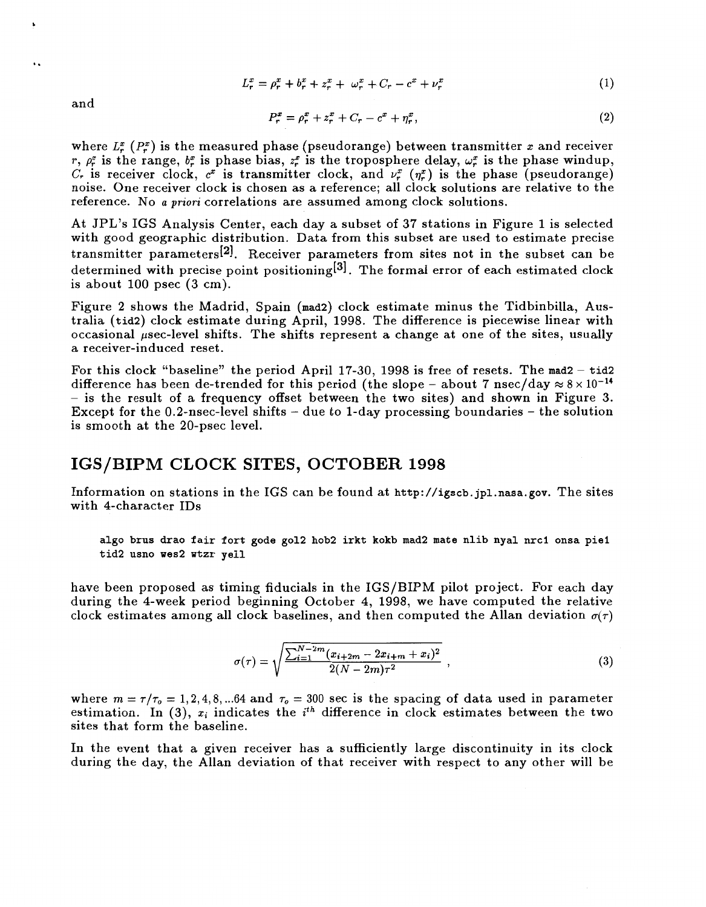$$L_r^x = \rho_r^x + b_r^x + z_r^x + \omega_r^x + C_r - c^x + \nu_r^x \tag{1}$$

and

$$P_r^x = \rho_r^x + z_r^x + C_r - c^x + \eta_r^x, \tag{2}$$

where $L_r^x$ ($P_r^x$) is the measured phase (pseudorange) between transmitter $x$ and receiver $r$, $\rho_r^x$ is the range, $b_r^x$ is phase bias, $z_r^x$ is the troposphere delay, $\omega_r^x$ is the phase windup, $C_r$ is receiver clock, $c^x$ is transmitter clock, and $\nu_r^x$ ($\eta_r^x$) is the phase (pseudorange) noise. One receiver clock is chosen as a reference; all clock solutions are relative to the reference. No *a priori* correlations are assumed among clock solutions.

At JPL's IGS Analysis Center, each day a subset of 37 stations in Figure 1 is selected with good geographic distribution. Data from this subset are used to estimate precise transmitter parameters[2]. Receiver parameters from sites not in the subset can be determined with precise point positioning[3]. The formal error of each estimated clock is about 100 psec (3 cm).

Figure 2 shows the Madrid, Spain (mad2) clock estimate minus the Tidbinbilla, Australia (tid2) clock estimate during April, 1998. The difference is piecewise linear with occasional $\mu$sec-level shifts. The shifts represent a change at one of the sites, usually a receiver-induced reset.

For this clock "baseline" the period April 17-30, 1998 is free of resets. The mad2 − tid2 difference has been de-trended for this period (the slope – about 7 nsec/day $\approx 8 \times 10^{-14}$ – is the result of a frequency offset between the two sites) and shown in Figure 3. Except for the 0.2-nsec-level shifts – due to 1-day processing boundaries – the solution is smooth at the 20-psec level.

## IGS/BIPM CLOCK SITES, OCTOBER 1998

Information on stations in the IGS can be found at http://igscb.jpl.nasa.gov. The sites with 4-character IDs

**algo brus drao fair fort gode gol2 hob2 irkt kokb mad2 mate nlib nyal nrc1 onsa pie1 tid2 usno wes2 wtzr yell**

have been proposed as timing fiducials in the IGS/BIPM pilot project. For each day during the 4-week period beginning October 4, 1998, we have computed the relative clock estimates among all clock baselines, and then computed the Allan deviation $\sigma(\tau)$

$$\sigma(\tau) = \sqrt{\frac{\sum_{i=1}^{N-2m}(x_{i+2m} - 2x_{i+m} + x_i)^2}{2(N-2m)\tau^2}}\ , \tag{3}$$

where $m = \tau/\tau_o = 1, 2, 4, 8, ...64$ and $\tau_o = 300$ sec is the spacing of data used in parameter estimation. In (3), $x_i$ indicates the $i^{th}$ difference in clock estimates between the two sites that form the baseline.

In the event that a given receiver has a sufficiently large discontinuity in its clock during the day, the Allan deviation of that receiver with respect to any other will be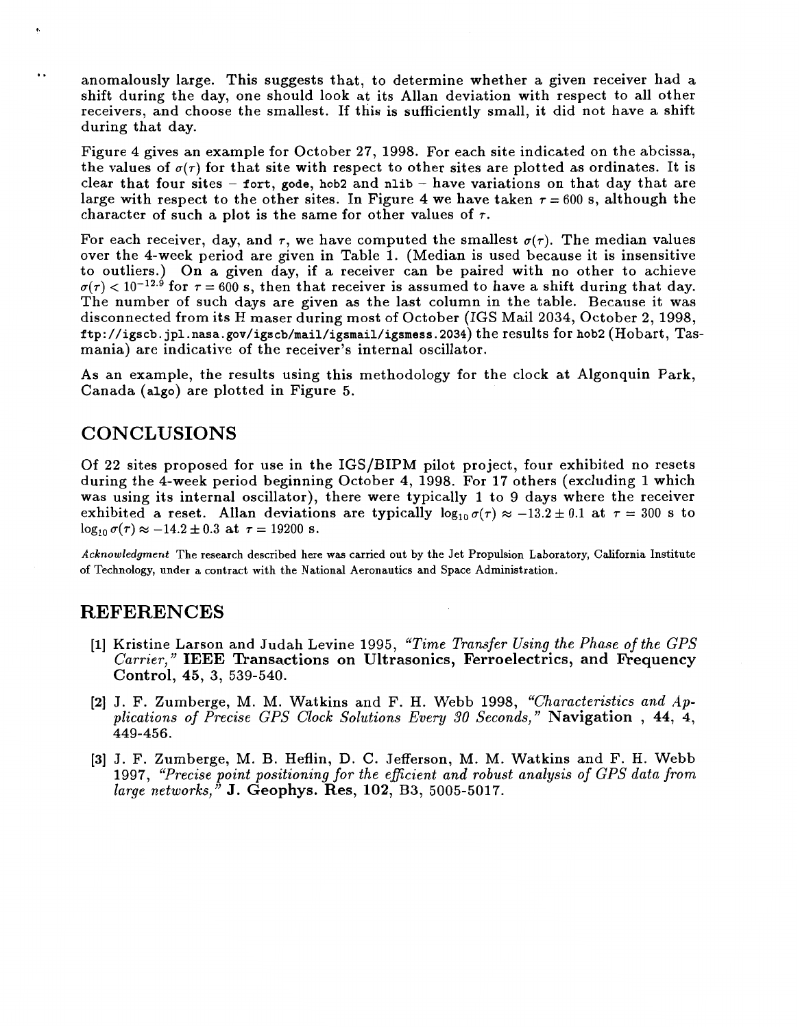anomalously large. This suggests that, to determine whether a given receiver had a shift during the day, one should look at its Allan deviation with respect to all other receivers, and choose the smallest. If this is sufficiently small, it did not have a shift during that day.

Figure 4 gives an example for October 27, 1998. For each site indicated on the abcissa, the values of $\sigma(\tau)$ for that site with respect to other sites are plotted as ordinates. It is clear that four sites – `fort`, `gode`, `hob2` and `nlib` – have variations on that day that are large with respect to the other sites. In Figure 4 we have taken $\tau = 600$ s, although the character of such a plot is the same for other values of $\tau$.

For each receiver, day, and $\tau$, we have computed the smallest $\sigma(\tau)$. The median values over the 4-week period are given in Table 1. (Median is used because it is insensitive to outliers.) On a given day, if a receiver can be paired with no other to achieve $\sigma(\tau) < 10^{-12.9}$ for $\tau = 600$ s, then that receiver is assumed to have a shift during that day. The number of such days are given as the last column in the table. Because it was disconnected from its H maser during most of October (IGS Mail 2034, October 2, 1998, `ftp://igscb.jpl.nasa.gov/igscb/mail/igsmail/igsmess.2034`) the results for `hob2` (Hobart, Tasmania) are indicative of the receiver's internal oscillator.

As an example, the results using this methodology for the clock at Algonquin Park, Canada (`algo`) are plotted in Figure 5.

## CONCLUSIONS

Of 22 sites proposed for use in the IGS/BIPM pilot project, four exhibited no resets during the 4-week period beginning October 4, 1998. For 17 others (excluding 1 which was using its internal oscillator), there were typically 1 to 9 days where the receiver exhibited a reset. Allan deviations are typically $\log_{10} \sigma(\tau) \approx -13.2 \pm 0.1$ at $\tau = 300$ s to $\log_{10} \sigma(\tau) \approx -14.2 \pm 0.3$ at $\tau = 19200$ s.

*Acknowledgment* The research described here was carried out by the Jet Propulsion Laboratory, California Institute of Technology, under a contract with the National Aeronautics and Space Administration.

## REFERENCES

[1] Kristine Larson and Judah Levine 1995, *"Time Transfer Using the Phase of the GPS Carrier,"* **IEEE Transactions on Ultrasonics, Ferroelectrics, and Frequency Control**, **45**, 3, 539-540.

[2] J. F. Zumberge, M. M. Watkins and F. H. Webb 1998, *"Characteristics and Applications of Precise GPS Clock Solutions Every 30 Seconds,"* **Navigation** , **44**, 4, 449-456.

[3] J. F. Zumberge, M. B. Heflin, D. C. Jefferson, M. M. Watkins and F. H. Webb 1997, *"Precise point positioning for the efficient and robust analysis of GPS data from large networks,"* **J. Geophys. Res**, **102**, B3, 5005-5017.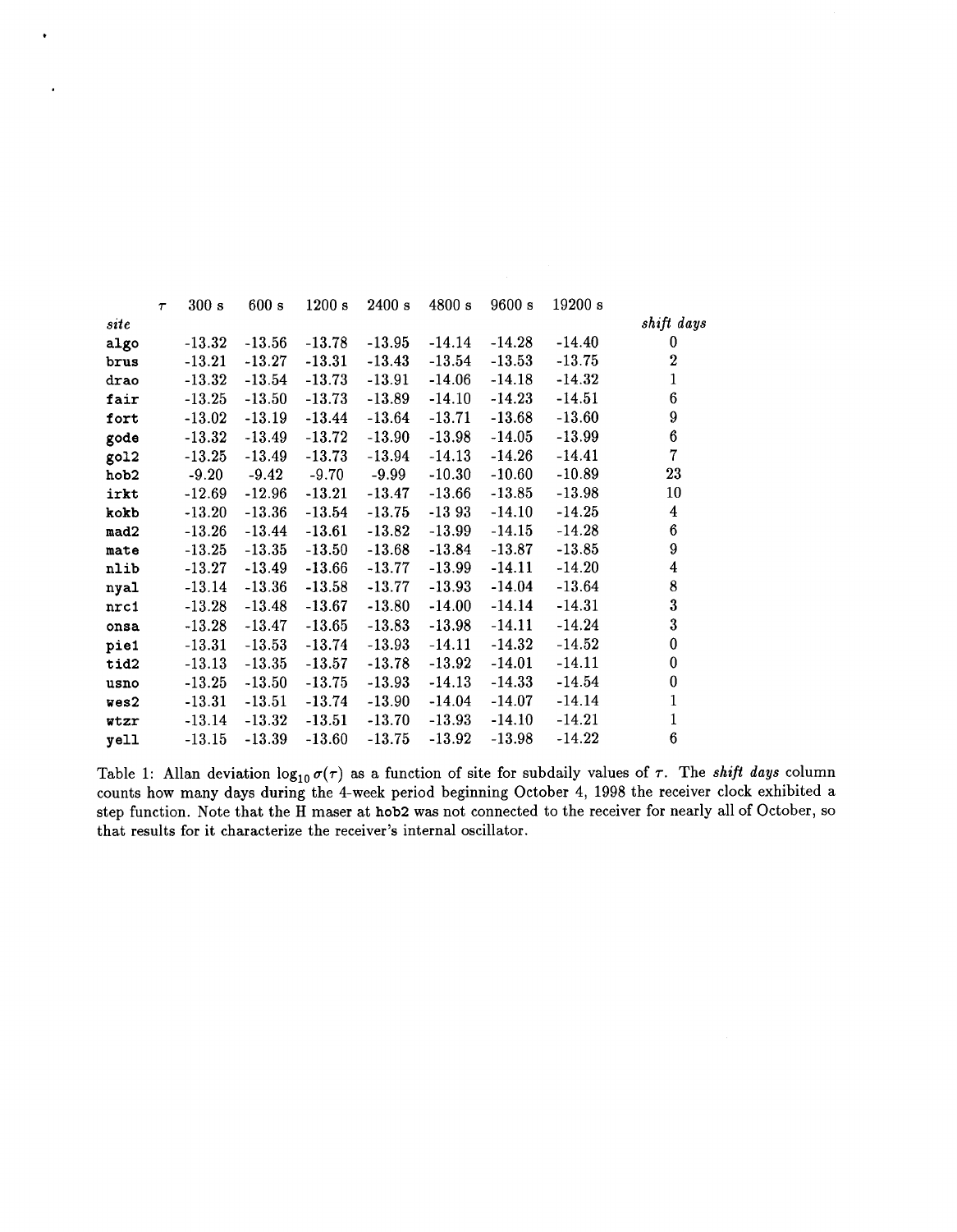| site | $\tau$ 300 s | 600 s | 1200 s | 2400 s | 4800 s | 9600 s | 19200 s | *shift days* |
|---|---|---|---|---|---|---|---|---|
| **algo** | -13.32 | -13.56 | -13.78 | -13.95 | -14.14 | -14.28 | -14.40 | 0 |
| **brus** | -13.21 | -13.27 | -13.31 | -13.43 | -13.54 | -13.53 | -13.75 | 2 |
| **drao** | -13.32 | -13.54 | -13.73 | -13.91 | -14.06 | -14.18 | -14.32 | 1 |
| **fair** | -13.25 | -13.50 | -13.73 | -13.89 | -14.10 | -14.23 | -14.51 | 6 |
| **fort** | -13.02 | -13.19 | -13.44 | -13.64 | -13.71 | -13.68 | -13.60 | 9 |
| **gode** | -13.32 | -13.49 | -13.72 | -13.90 | -13.98 | -14.05 | -13.99 | 6 |
| **gol2** | -13.25 | -13.49 | -13.73 | -13.94 | -14.13 | -14.26 | -14.41 | 7 |
| **hob2** | -9.20 | -9.42 | -9.70 | -9.99 | -10.30 | -10.60 | -10.89 | 23 |
| **irkt** | -12.69 | -12.96 | -13.21 | -13.47 | -13.66 | -13.85 | -13.98 | 10 |
| **kokb** | -13.20 | -13.36 | -13.54 | -13.75 | -13 93 | -14.10 | -14.25 | 4 |
| **mad2** | -13.26 | -13.44 | -13.61 | -13.82 | -13.99 | -14.15 | -14.28 | 6 |
| **mate** | -13.25 | -13.35 | -13.50 | -13.68 | -13.84 | -13.87 | -13.85 | 9 |
| **nlib** | -13.27 | -13.49 | -13.66 | -13.77 | -13.99 | -14.11 | -14.20 | 4 |
| **nyal** | -13.14 | -13.36 | -13.58 | -13.77 | -13.93 | -14.04 | -13.64 | 8 |
| **nrc1** | -13.28 | -13.48 | -13.67 | -13.80 | -14.00 | -14.14 | -14.31 | 3 |
| **onsa** | -13.28 | -13.47 | -13.65 | -13.83 | -13.98 | -14.11 | -14.24 | 3 |
| **pie1** | -13.31 | -13.53 | -13.74 | -13.93 | -14.11 | -14.32 | -14.52 | 0 |
| **tid2** | -13.13 | -13.35 | -13.57 | -13.78 | -13.92 | -14.01 | -14.11 | 0 |
| **usno** | -13.25 | -13.50 | -13.75 | -13.93 | -14.13 | -14.33 | -14.54 | 0 |
| **wes2** | -13.31 | -13.51 | -13.74 | -13.90 | -14.04 | -14.07 | -14.14 | 1 |
| **wtzr** | -13.14 | -13.32 | -13.51 | -13.70 | -13.93 | -14.10 | -14.21 | 1 |
| **yell** | -13.15 | -13.39 | -13.60 | -13.75 | -13.92 | -13.98 | -14.22 | 6 |

Table 1: Allan deviation $\log_{10}\sigma(\tau)$ as a function of site for subdaily values of $\tau$. The *shift days* column counts how many days during the 4-week period beginning October 4, 1998 the receiver clock exhibited a step function. Note that the H maser at **hob2** was not connected to the receiver for nearly all of October, so that results for it characterize the receiver's internal oscillator.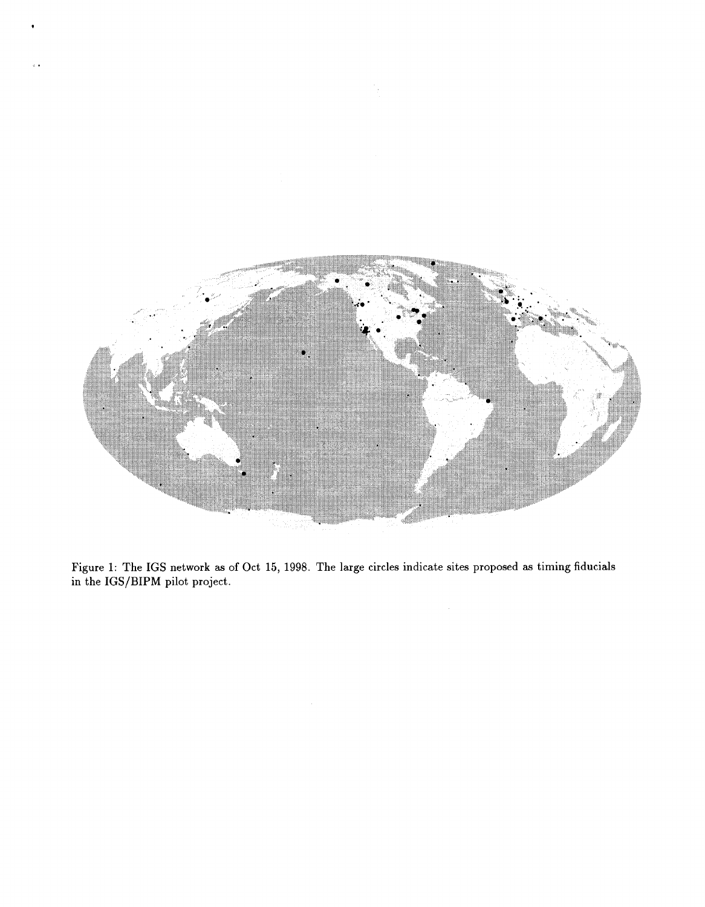Figure 1: The IGS network as of Oct 15, 1998. The large circles indicate sites proposed as timing fiducials in the IGS/BIPM pilot project.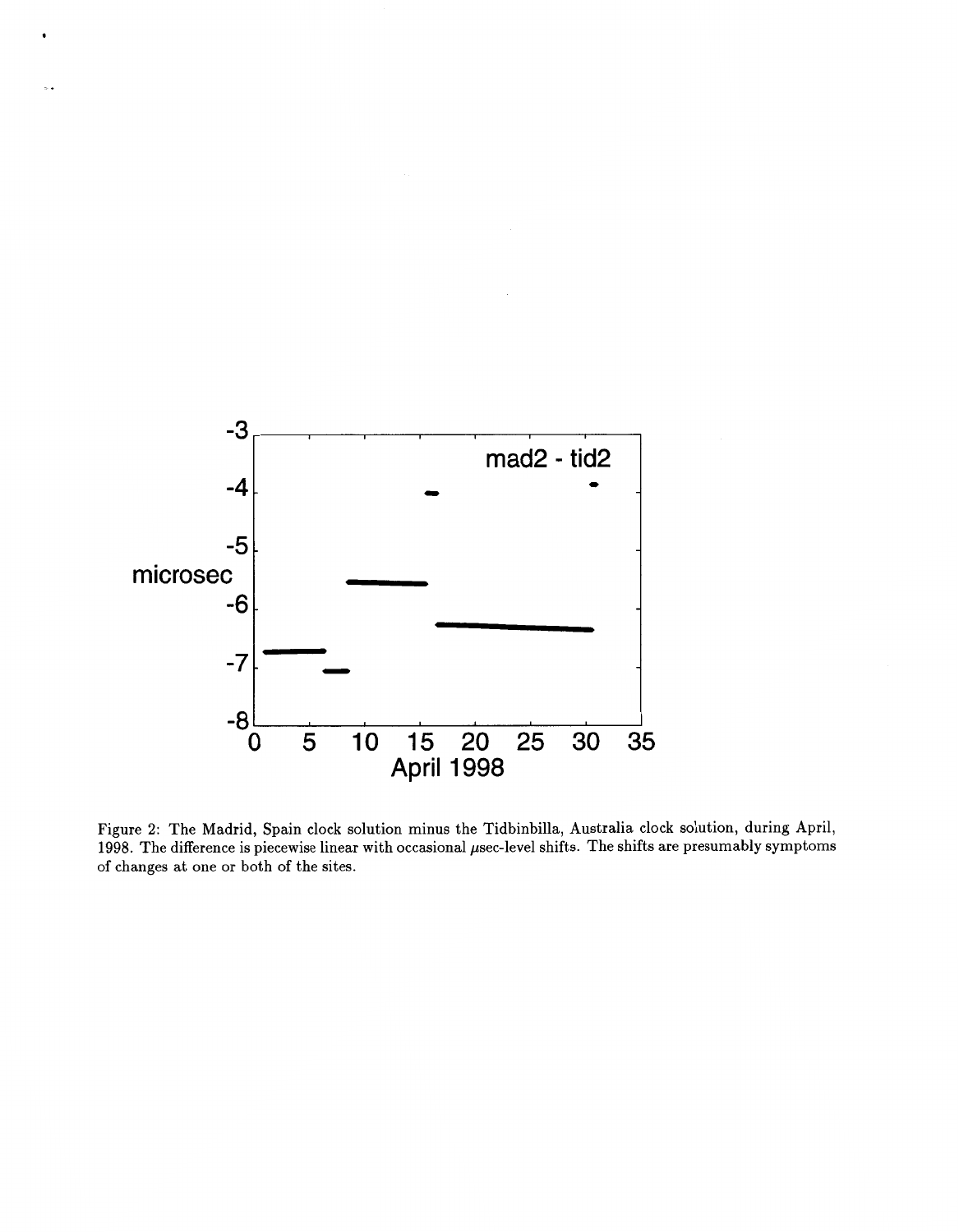Figure 2: The Madrid, Spain clock solution minus the Tidbinbilla, Australia clock solution, during April, 1998. The difference is piecewise linear with occasional $\mu$sec-level shifts. The shifts are presumably symptoms of changes at one or both of the sites.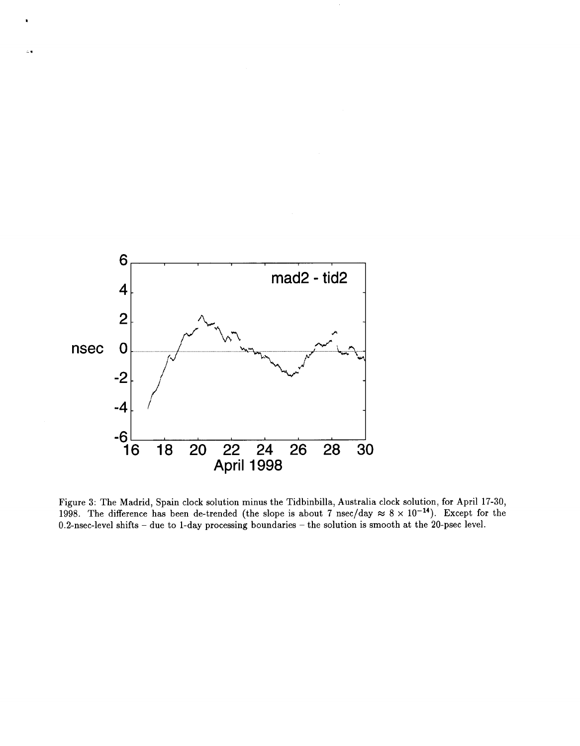Figure 3: The Madrid, Spain clock solution minus the Tidbinbilla, Australia clock solution, for April 17-30, 1998. The difference has been de-trended (the slope is about 7 nsec/day $\approx 8 \times 10^{-14}$). Except for the 0.2-nsec-level shifts – due to 1-day processing boundaries – the solution is smooth at the 20-psec level.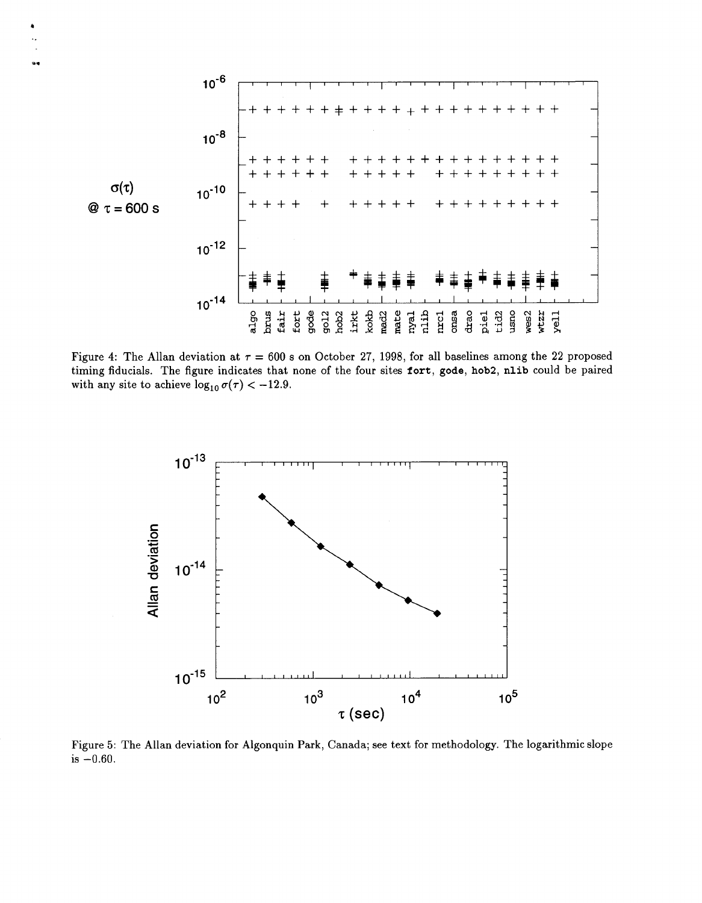$\sigma(\tau)$

@ $\tau$ = 600 s

$10^{-6}$

$10^{-8}$

$10^{-10}$

$10^{-12}$

$10^{-14}$

algo brus fair fort gode gol2 hob2 irkt kokb mad2 mate nyal nlib nrc1 onsa drao pie1 tid2 usno wes2 wtzr yell

Figure 4: The Allan deviation at $\tau$ = 600 s on October 27, 1998, for all baselines among the 22 proposed timing fiducials. The figure indicates that none of the four sites **fort**, **gode**, **hob2**, **nlib** could be paired with any site to achieve $\log_{10}\sigma(\tau) < -12.9$.

Allan deviation

$10^{-13}$

$10^{-14}$

$10^{-15}$

$10^{2}$ $10^{3}$ $10^{4}$ $10^{5}$

$\tau$ (sec)

Figure 5: The Allan deviation for Algonquin Park, Canada; see text for methodology. The logarithmic slope is $-0.60$.